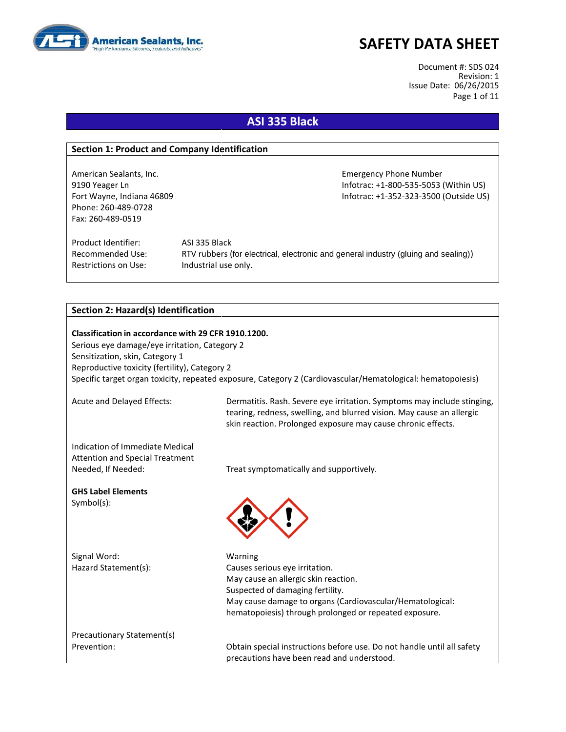# SAFETY DATA SHEET

Document #: SDS 024
Revision: 1
Issue Date: 06/26/2015

## ASI 335 Black

### Section 1: Product and Company Identification

American Sealants, Inc.
9190 Yeager Ln
Fort Wayne, Indiana 46809
Phone: 260-489-0728
Fax: 260-489-0519

Emergency Phone Number
Infotrac: +1-800-535-5053 (Within US)
Infotrac: +1-352-323-3500 (Outside US)

Product Identifier: ASI 335 Black
Recommended Use: RTV rubbers (for electrical, electronic and general industry (gluing and sealing))
Restrictions on Use: Industrial use only.

### Section 2: Hazard(s) Identification

**Classification in accordance with 29 CFR 1910.1200.**
Serious eye damage/eye irritation, Category 2
Sensitization, skin, Category 1
Reproductive toxicity (fertility), Category 2
Specific target organ toxicity, repeated exposure, Category 2 (Cardiovascular/Hematological: hematopoiesis)

Acute and Delayed Effects: Dermatitis. Rash. Severe eye irritation. Symptoms may include stinging, tearing, redness, swelling, and blurred vision. May cause an allergic skin reaction. Prolonged exposure may cause chronic effects.

Indication of Immediate Medical Attention and Special Treatment Needed, If Needed: Treat symptomatically and supportively.

**GHS Label Elements**
Symbol(s):

Signal Word: Warning
Hazard Statement(s):
Causes serious eye irritation.
May cause an allergic skin reaction.
Suspected of damaging fertility.
May cause damage to organs (Cardiovascular/Hematological: hematopoiesis) through prolonged or repeated exposure.

Precautionary Statement(s)
Prevention: Obtain special instructions before use. Do not handle until all safety precautions have been read and understood.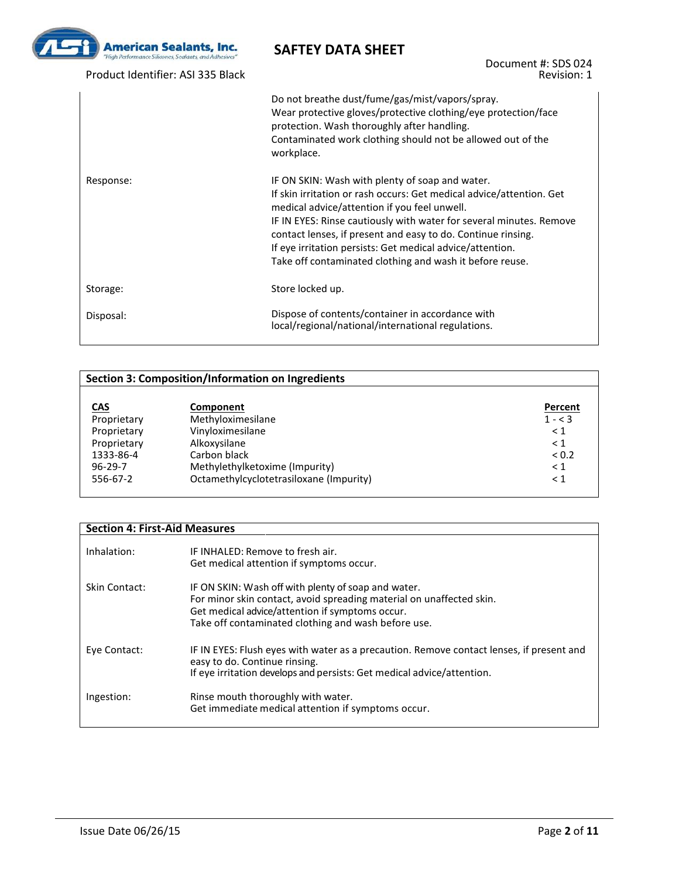| | |
|---|---|
| | Do not breathe dust/fume/gas/mist/vapors/spray.<br>Wear protective gloves/protective clothing/eye protection/face protection. Wash thoroughly after handling.<br>Contaminated work clothing should not be allowed out of the workplace. |
| Response: | IF ON SKIN: Wash with plenty of soap and water.<br>If skin irritation or rash occurs: Get medical advice/attention. Get medical advice/attention if you feel unwell.<br>IF IN EYES: Rinse cautiously with water for several minutes. Remove contact lenses, if present and easy to do. Continue rinsing.<br>If eye irritation persists: Get medical advice/attention.<br>Take off contaminated clothing and wash it before reuse. |
| Storage: | Store locked up. |
| Disposal: | Dispose of contents/container in accordance with local/regional/national/international regulations. |

## Section 3: Composition/Information on Ingredients

| CAS | Component | Percent |
|---|---|---|
| Proprietary | Methyloximesilane | 1 - < 3 |
| Proprietary | Vinyloximesilane | < 1 |
| Proprietary | Alkoxysilane | < 1 |
| 1333-86-4 | Carbon black | < 0.2 |
| 96-29-7 | Methylethylketoxime (Impurity) | < 1 |
| 556-67-2 | Octamethylcyclotetrasiloxane (Impurity) | < 1 |

## Section 4: First-Aid Measures

| | |
|---|---|
| Inhalation: | IF INHALED: Remove to fresh air.<br>Get medical attention if symptoms occur. |
| Skin Contact: | IF ON SKIN: Wash off with plenty of soap and water.<br>For minor skin contact, avoid spreading material on unaffected skin.<br>Get medical advice/attention if symptoms occur.<br>Take off contaminated clothing and wash before use. |
| Eye Contact: | IF IN EYES: Flush eyes with water as a precaution. Remove contact lenses, if present and easy to do. Continue rinsing.<br>If eye irritation develops and persists: Get medical advice/attention. |
| Ingestion: | Rinse mouth thoroughly with water.<br>Get immediate medical attention if symptoms occur. |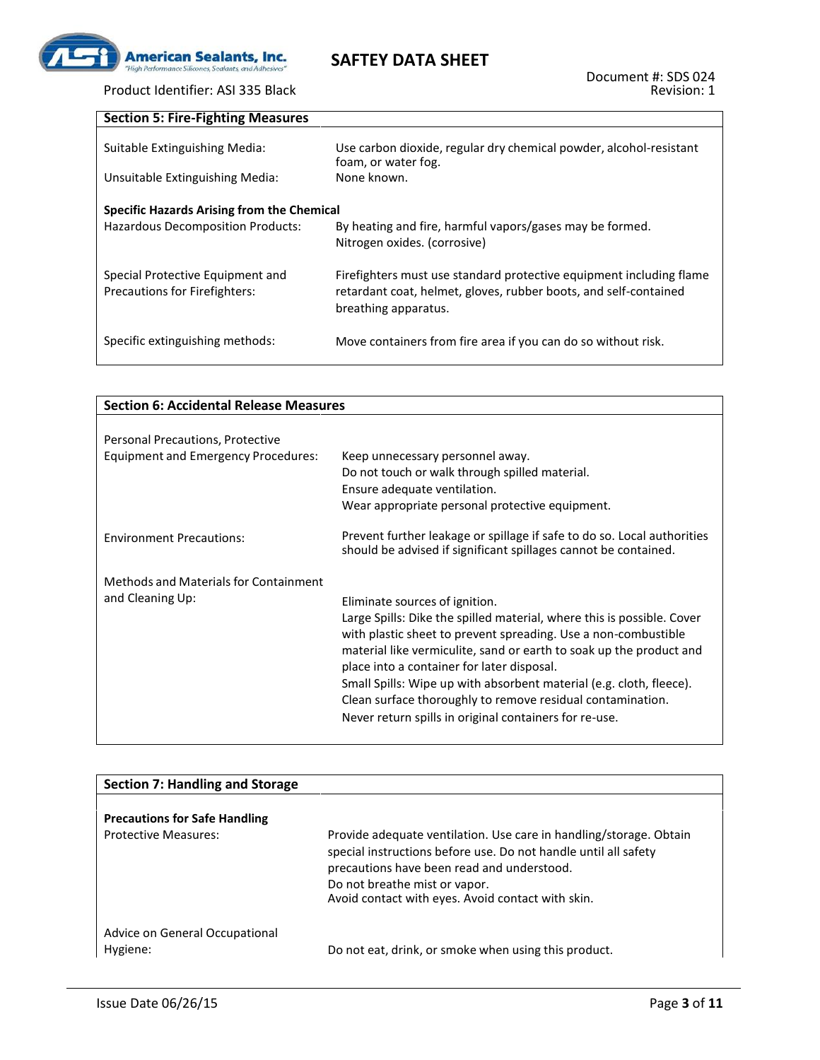## Section 5: Fire-Fighting Measures

| | |
|---|---|
| Suitable Extinguishing Media: | Use carbon dioxide, regular dry chemical powder, alcohol-resistant foam, or water fog. |
| Unsuitable Extinguishing Media: | None known. |

**Specific Hazards Arising from the Chemical**

| | |
|---|---|
| Hazardous Decomposition Products: | By heating and fire, harmful vapors/gases may be formed. Nitrogen oxides. (corrosive) |
| Special Protective Equipment and Precautions for Firefighters: | Firefighters must use standard protective equipment including flame retardant coat, helmet, gloves, rubber boots, and self-contained breathing apparatus. |
| Specific extinguishing methods: | Move containers from fire area if you can do so without risk. |

## Section 6: Accidental Release Measures

| | |
|---|---|
| Personal Precautions, Protective Equipment and Emergency Procedures: | Keep unnecessary personnel away.<br>Do not touch or walk through spilled material.<br>Ensure adequate ventilation.<br>Wear appropriate personal protective equipment. |
| Environment Precautions: | Prevent further leakage or spillage if safe to do so. Local authorities should be advised if significant spillages cannot be contained. |
| Methods and Materials for Containment and Cleaning Up: | Eliminate sources of ignition.<br>Large Spills: Dike the spilled material, where this is possible. Cover with plastic sheet to prevent spreading. Use a non-combustible material like vermiculite, sand or earth to soak up the product and place into a container for later disposal.<br>Small Spills: Wipe up with absorbent material (e.g. cloth, fleece). Clean surface thoroughly to remove residual contamination.<br>Never return spills in original containers for re-use. |

## Section 7: Handling and Storage

**Precautions for Safe Handling**

| | |
|---|---|
| Protective Measures: | Provide adequate ventilation. Use care in handling/storage. Obtain special instructions before use. Do not handle until all safety precautions have been read and understood.<br>Do not breathe mist or vapor.<br>Avoid contact with eyes. Avoid contact with skin. |
| Advice on General Occupational Hygiene: | Do not eat, drink, or smoke when using this product. |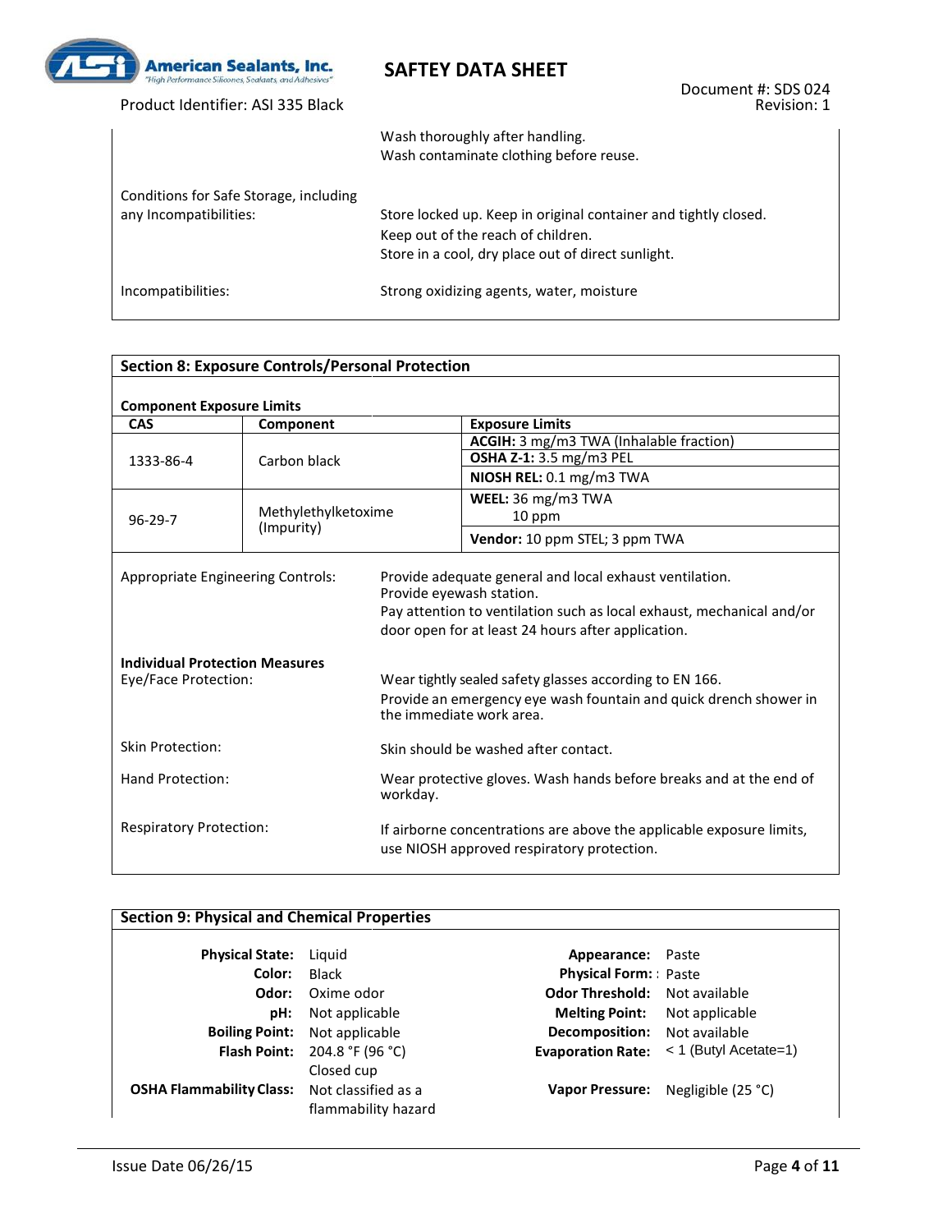Wash thoroughly after handling.
Wash contaminate clothing before reuse.

Conditions for Safe Storage, including any Incompatibilities: Store locked up. Keep in original container and tightly closed.
Keep out of the reach of children.
Store in a cool, dry place out of direct sunlight.

Incompatibilities: Strong oxidizing agents, water, moisture

## Section 8: Exposure Controls/Personal Protection

**Component Exposure Limits**

| CAS | Component | Exposure Limits |
|---|---|---|
| 1333-86-4 | Carbon black | **ACGIH:** 3 mg/m3 TWA (Inhalable fraction) |
| | | **OSHA Z-1:** 3.5 mg/m3 PEL |
| | | **NIOSH REL:** 0.1 mg/m3 TWA |
| 96-29-7 | Methylethylketoxime (Impurity) | **WEEL:** 36 mg/m3 TWA 10 ppm |
| | | **Vendor:** 10 ppm STEL; 3 ppm TWA |

Appropriate Engineering Controls: Provide adequate general and local exhaust ventilation.
Provide eyewash station.
Pay attention to ventilation such as local exhaust, mechanical and/or door open for at least 24 hours after application.

**Individual Protection Measures**

Eye/Face Protection: Wear tightly sealed safety glasses according to EN 166.
Provide an emergency eye wash fountain and quick drench shower in the immediate work area.

Skin Protection: Skin should be washed after contact.

Hand Protection: Wear protective gloves. Wash hands before breaks and at the end of workday.

Respiratory Protection: If airborne concentrations are above the applicable exposure limits, use NIOSH approved respiratory protection.

## Section 9: Physical and Chemical Properties

**Physical State:** Liquid
**Color:** Black
**Odor:** Oxime odor
**pH:** Not applicable
**Boiling Point:** Not applicable
**Flash Point:** 204.8 °F (96 °C) Closed cup
**OSHA Flammability Class:** Not classified as a flammability hazard

**Appearance:** Paste
**Physical Form:** : Paste
**Odor Threshold:** Not available
**Melting Point:** Not applicable
**Decomposition:** Not available
**Evaporation Rate:** < 1 (Butyl Acetate=1)
**Vapor Pressure:** Negligible (25 °C)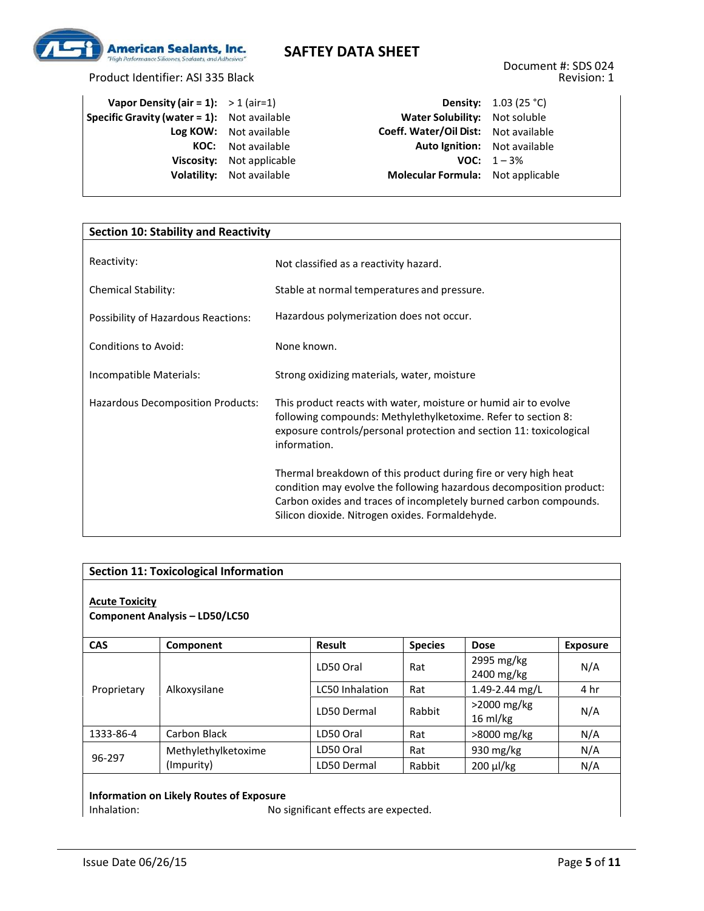| | | | |
|---|---|---|---|
| **Vapor Density (air = 1):** | > 1 (air=1) | **Density:** | 1.03 (25 °C) |
| **Specific Gravity (water = 1):** | Not available | **Water Solubility:** | Not soluble |
| **Log KOW:** | Not available | **Coeff. Water/Oil Dist:** | Not available |
| **KOC:** | Not available | **Auto Ignition:** | Not available |
| **Viscosity:** | Not applicable | **VOC:** | 1 – 3% |
| **Volatility:** | Not available | **Molecular Formula:** | Not applicable |

## Section 10: Stability and Reactivity

| | |
|---|---|
| Reactivity: | Not classified as a reactivity hazard. |
| Chemical Stability: | Stable at normal temperatures and pressure. |
| Possibility of Hazardous Reactions: | Hazardous polymerization does not occur. |
| Conditions to Avoid: | None known. |
| Incompatible Materials: | Strong oxidizing materials, water, moisture |
| Hazardous Decomposition Products: | This product reacts with water, moisture or humid air to evolve following compounds: Methylethylketoxime. Refer to section 8: exposure controls/personal protection and section 11: toxicological information. Thermal breakdown of this product during fire or very high heat condition may evolve the following hazardous decomposition product: Carbon oxides and traces of incompletely burned carbon compounds. Silicon dioxide. Nitrogen oxides. Formaldehyde. |

## Section 11: Toxicological Information

**Acute Toxicity**

**Component Analysis – LD50/LC50**

| CAS | Component | Result | Species | Dose | Exposure |
|---|---|---|---|---|---|
| Proprietary | Alkoxysilane | LD50 Oral | Rat | 2995 mg/kg 2400 mg/kg | N/A |
| | | LC50 Inhalation | Rat | 1.49-2.44 mg/L | 4 hr |
| | | LD50 Dermal | Rabbit | >2000 mg/kg 16 ml/kg | N/A |
| 1333-86-4 | Carbon Black | LD50 Oral | Rat | >8000 mg/kg | N/A |
| 96-297 | Methylethylketoxime (Impurity) | LD50 Oral | Rat | 930 mg/kg | N/A |
| | | LD50 Dermal | Rabbit | 200 µl/kg | N/A |

**Information on Likely Routes of Exposure**

Inhalation: No significant effects are expected.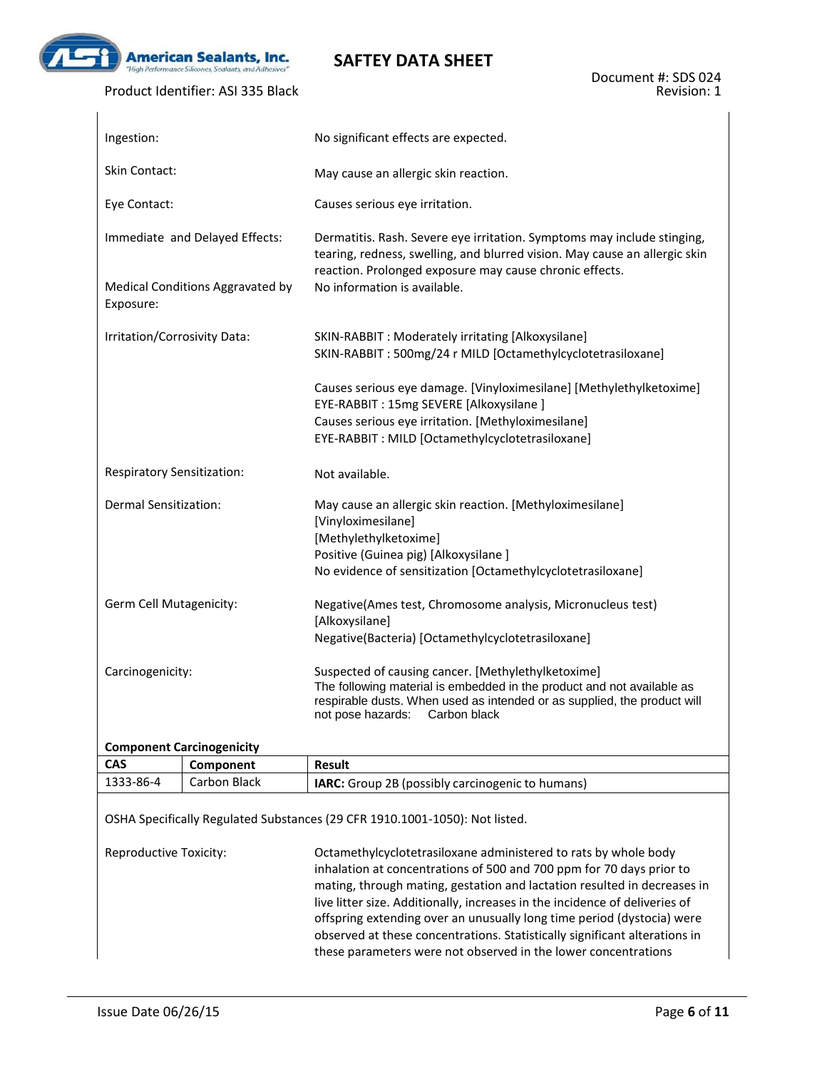| | |
|---|---|
| Ingestion: | No significant effects are expected. |
| Skin Contact: | May cause an allergic skin reaction. |
| Eye Contact: | Causes serious eye irritation. |
| Immediate and Delayed Effects: | Dermatitis. Rash. Severe eye irritation. Symptoms may include stinging, tearing, redness, swelling, and blurred vision. May cause an allergic skin reaction. Prolonged exposure may cause chronic effects. |
| Medical Conditions Aggravated by Exposure: | No information is available. |
| Irritation/Corrosivity Data: | SKIN-RABBIT : Moderately irritating [Alkoxysilane]<br>SKIN-RABBIT : 500mg/24 r MILD [Octamethylcyclotetrasiloxane]<br><br>Causes serious eye damage. [Vinyloximesilane] [Methylethylketoxime]<br>EYE-RABBIT : 15mg SEVERE [Alkoxysilane ]<br>Causes serious eye irritation. [Methyloximesilane]<br>EYE-RABBIT : MILD [Octamethylcyclotetrasiloxane] |
| Respiratory Sensitization: | Not available. |
| Dermal Sensitization: | May cause an allergic skin reaction. [Methyloximesilane]<br>[Vinyloximesilane]<br>[Methylethylketoxime]<br>Positive (Guinea pig) [Alkoxysilane ]<br>No evidence of sensitization [Octamethylcyclotetrasiloxane] |
| Germ Cell Mutagenicity: | Negative(Ames test, Chromosome analysis, Micronucleus test) [Alkoxysilane]<br>Negative(Bacteria) [Octamethylcyclotetrasiloxane] |
| Carcinogenicity: | Suspected of causing cancer. [Methylethylketoxime]<br>The following material is embedded in the product and not available as respirable dusts. When used as intended or as supplied, the product will not pose hazards: Carbon black |

**Component Carcinogenicity**

| CAS | Component | Result |
|---|---|---|
| 1333-86-4 | Carbon Black | **IARC:** Group 2B (possibly carcinogenic to humans) |

OSHA Specifically Regulated Substances (29 CFR 1910.1001-1050): Not listed.

| | |
|---|---|
| Reproductive Toxicity: | Octamethylcyclotetrasiloxane administered to rats by whole body inhalation at concentrations of 500 and 700 ppm for 70 days prior to mating, through mating, gestation and lactation resulted in decreases in live litter size. Additionally, increases in the incidence of deliveries of offspring extending over an unusually long time period (dystocia) were observed at these concentrations. Statistically significant alterations in these parameters were not observed in the lower concentrations |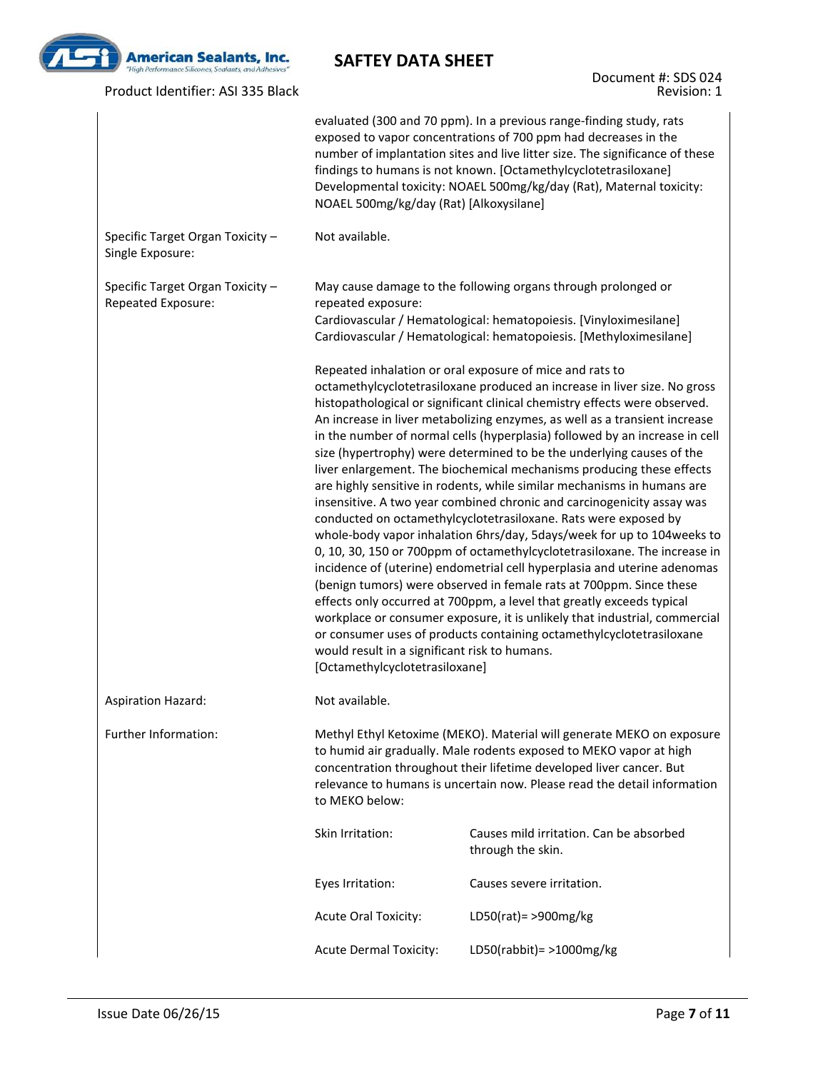| | |
|---|---|
| | evaluated (300 and 70 ppm). In a previous range-finding study, rats exposed to vapor concentrations of 700 ppm had decreases in the number of implantation sites and live litter size. The significance of these findings to humans is not known. [Octamethylcyclotetrasiloxane] Developmental toxicity: NOAEL 500mg/kg/day (Rat), Maternal toxicity: NOAEL 500mg/kg/day (Rat) [Alkoxysilane] |
| Specific Target Organ Toxicity – Single Exposure: | Not available. |
| Specific Target Organ Toxicity – Repeated Exposure: | May cause damage to the following organs through prolonged or repeated exposure:<br>Cardiovascular / Hematological: hematopoiesis. [Vinyloximesilane]<br>Cardiovascular / Hematological: hematopoiesis. [Methyloximesilane]<br><br>Repeated inhalation or oral exposure of mice and rats to octamethylcyclotetrasiloxane produced an increase in liver size. No gross histopathological or significant clinical chemistry effects were observed. An increase in liver metabolizing enzymes, as well as a transient increase in the number of normal cells (hyperplasia) followed by an increase in cell size (hypertrophy) were determined to be the underlying causes of the liver enlargement. The biochemical mechanisms producing these effects are highly sensitive in rodents, while similar mechanisms in humans are insensitive. A two year combined chronic and carcinogenicity assay was conducted on octamethylcyclotetrasiloxane. Rats were exposed by whole-body vapor inhalation 6hrs/day, 5days/week for up to 104weeks to 0, 10, 30, 150 or 700ppm of octamethylcyclotetrasiloxane. The increase in incidence of (uterine) endometrial cell hyperplasia and uterine adenomas (benign tumors) were observed in female rats at 700ppm. Since these effects only occurred at 700ppm, a level that greatly exceeds typical workplace or consumer exposure, it is unlikely that industrial, commercial or consumer uses of products containing octamethylcyclotetrasiloxane would result in a significant risk to humans. [Octamethylcyclotetrasiloxane] |
| Aspiration Hazard: | Not available. |
| Further Information: | Methyl Ethyl Ketoxime (MEKO). Material will generate MEKO on exposure to humid air gradually. Male rodents exposed to MEKO vapor at high concentration throughout their lifetime developed liver cancer. But relevance to humans is uncertain now. Please read the detail information to MEKO below: |

| | |
|---|---|
| Skin Irritation: | Causes mild irritation. Can be absorbed through the skin. |
| Eyes Irritation: | Causes severe irritation. |
| Acute Oral Toxicity: | LD50(rat)= >900mg/kg |
| Acute Dermal Toxicity: | LD50(rabbit)= >1000mg/kg |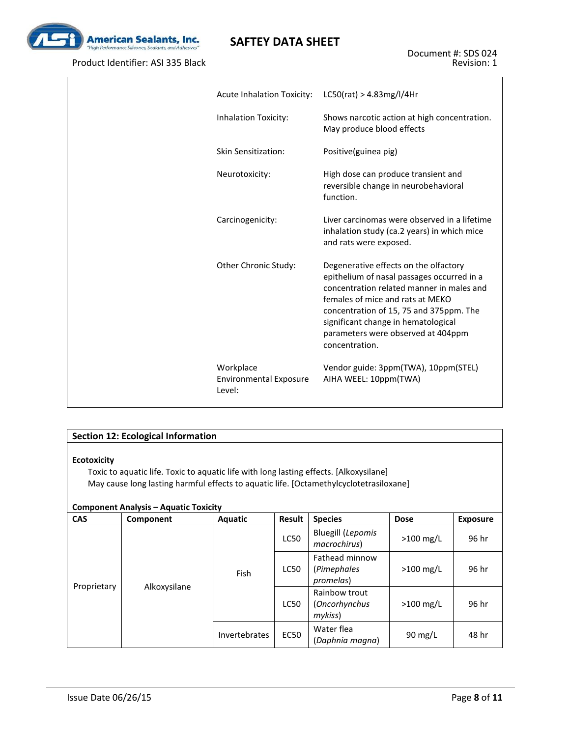| | |
|---|---|
| Acute Inhalation Toxicity: | LC50(rat) > 4.83mg/l/4Hr |
| Inhalation Toxicity: | Shows narcotic action at high concentration. May produce blood effects |
| Skin Sensitization: | Positive(guinea pig) |
| Neurotoxicity: | High dose can produce transient and reversible change in neurobehavioral function. |
| Carcinogenicity: | Liver carcinomas were observed in a lifetime inhalation study (ca.2 years) in which mice and rats were exposed. |
| Other Chronic Study: | Degenerative effects on the olfactory epithelium of nasal passages occurred in a concentration related manner in males and females of mice and rats at MEKO concentration of 15, 75 and 375ppm. The significant change in hematological parameters were observed at 404ppm concentration. |
| Workplace Environmental Exposure Level: | Vendor guide: 3ppm(TWA), 10ppm(STEL)<br>AIHA WEEL: 10ppm(TWA) |

## Section 12: Ecological Information

**Ecotoxicity**

Toxic to aquatic life. Toxic to aquatic life with long lasting effects. [Alkoxysilane]
May cause long lasting harmful effects to aquatic life. [Octamethylcyclotetrasiloxane]

**Component Analysis – Aquatic Toxicity**

| CAS | Component | Aquatic | Result | Species | Dose | Exposure |
|---|---|---|---|---|---|---|
| Proprietary | Alkoxysilane | Fish | LC50 | Bluegill (*Lepomis macrochirus*) | >100 mg/L | 96 hr |
| | | | LC50 | Fathead minnow (*Pimephales promelas*) | >100 mg/L | 96 hr |
| | | | LC50 | Rainbow trout (*Oncorhynchus mykiss*) | >100 mg/L | 96 hr |
| | | Invertebrates | EC50 | Water flea (*Daphnia magna*) | 90 mg/L | 48 hr |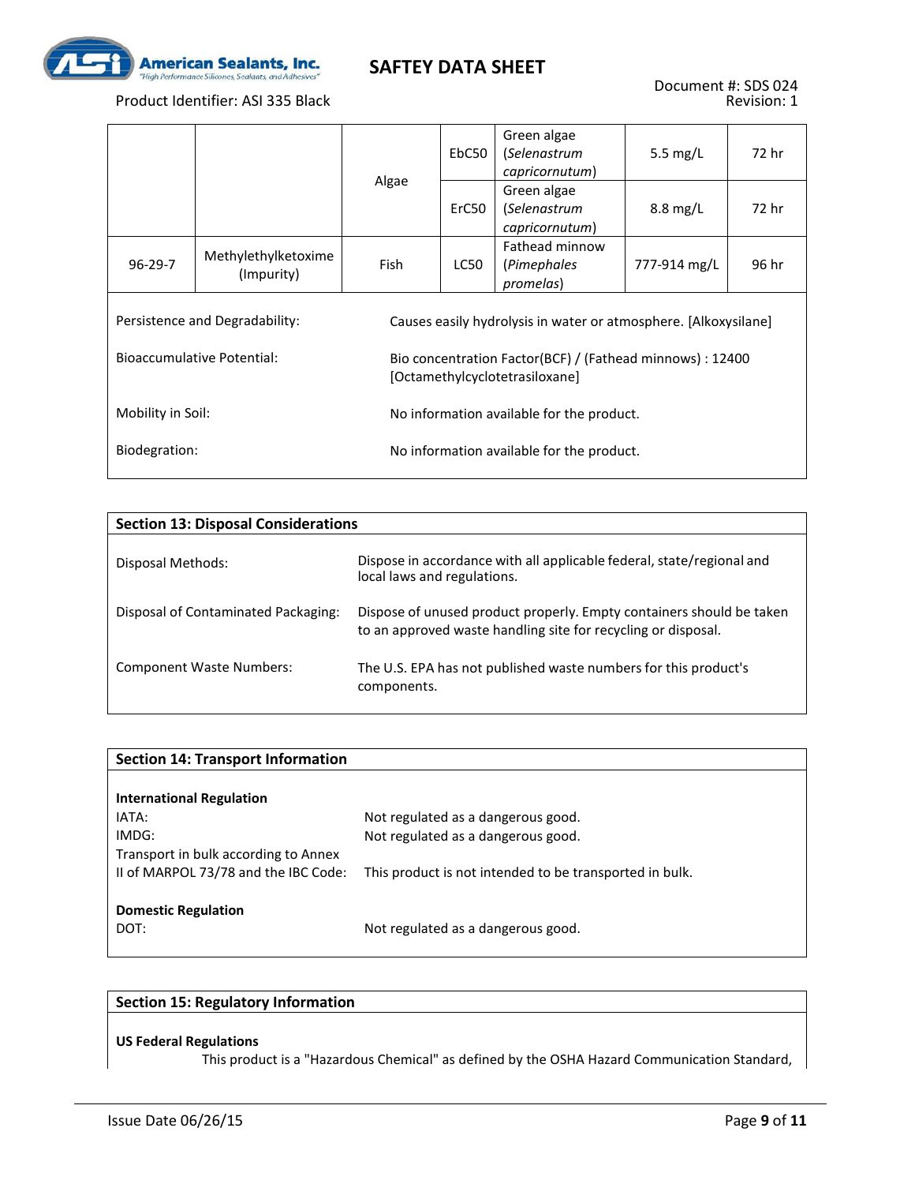| | | | | | | |
|---|---|---|---|---|---|---|
| | | Algae | EbC50 | Green algae (*Selenastrum capricornutum*) | 5.5 mg/L | 72 hr |
| | | | ErC50 | Green algae (*Selenastrum capricornutum*) | 8.8 mg/L | 72 hr |
| 96-29-7 | Methylethylketoxime (Impurity) | Fish | LC50 | Fathead minnow (*Pimephales promelas*) | 777-914 mg/L | 96 hr |

| | |
|---|---|
| Persistence and Degradability: | Causes easily hydrolysis in water or atmosphere. [Alkoxysilane] |
| Bioaccumulative Potential: | Bio concentration Factor(BCF) / (Fathead minnows) : 12400 [Octamethylcyclotetrasiloxane] |
| Mobility in Soil: | No information available for the product. |
| Biodegration: | No information available for the product. |

## Section 13: Disposal Considerations

| | |
|---|---|
| Disposal Methods: | Dispose in accordance with all applicable federal, state/regional and local laws and regulations. |
| Disposal of Contaminated Packaging: | Dispose of unused product properly. Empty containers should be taken to an approved waste handling site for recycling or disposal. |
| Component Waste Numbers: | The U.S. EPA has not published waste numbers for this product's components. |

## Section 14: Transport Information

**International Regulation**

| | |
|---|---|
| IATA: | Not regulated as a dangerous good. |
| IMDG: | Not regulated as a dangerous good. |
| Transport in bulk according to Annex II of MARPOL 73/78 and the IBC Code: | This product is not intended to be transported in bulk. |

**Domestic Regulation**

| | |
|---|---|
| DOT: | Not regulated as a dangerous good. |

## Section 15: Regulatory Information

**US Federal Regulations**

This product is a "Hazardous Chemical" as defined by the OSHA Hazard Communication Standard,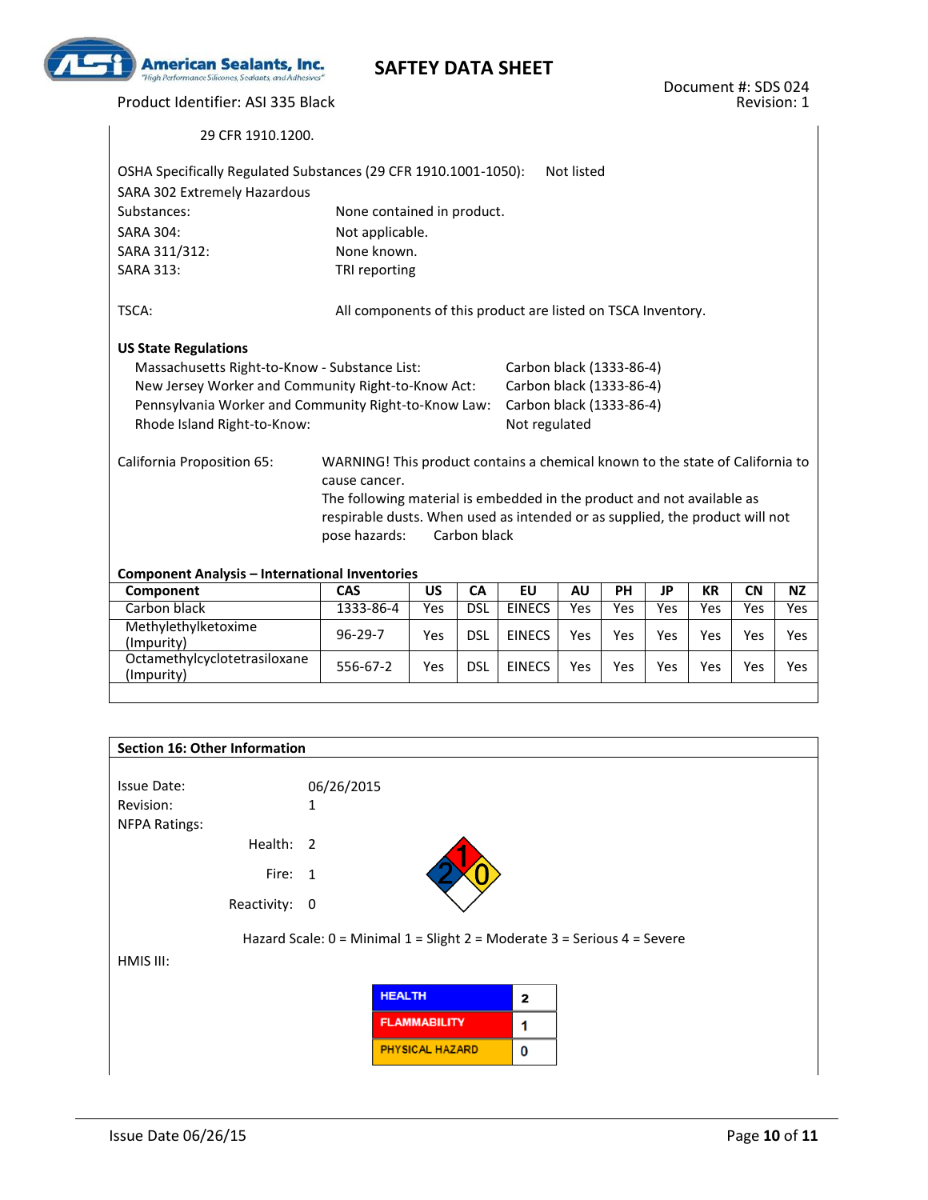29 CFR 1910.1200.

OSHA Specifically Regulated Substances (29 CFR 1910.1001-1050): Not listed

SARA 302 Extremely Hazardous Substances: None contained in product.

SARA 304: Not applicable.

SARA 311/312: None known.

SARA 313: TRI reporting

TSCA: All components of this product are listed on TSCA Inventory.

**US State Regulations**

Massachusetts Right-to-Know - Substance List: Carbon black (1333-86-4)

New Jersey Worker and Community Right-to-Know Act: Carbon black (1333-86-4)

Pennsylvania Worker and Community Right-to-Know Law: Carbon black (1333-86-4)

Rhode Island Right-to-Know: Not regulated

California Proposition 65: WARNING! This product contains a chemical known to the state of California to cause cancer.
The following material is embedded in the product and not available as respirable dusts. When used as intended or as supplied, the product will not pose hazards: Carbon black

**Component Analysis – International Inventories**

| Component | CAS | US | CA | EU | AU | PH | JP | KR | CN | NZ |
|---|---|---|---|---|---|---|---|---|---|---|
| Carbon black | 1333-86-4 | Yes | DSL | EINECS | Yes | Yes | Yes | Yes | Yes | Yes |
| Methylethylketoxime (Impurity) | 96-29-7 | Yes | DSL | EINECS | Yes | Yes | Yes | Yes | Yes | Yes |
| Octamethylcyclotetrasiloxane (Impurity) | 556-67-2 | Yes | DSL | EINECS | Yes | Yes | Yes | Yes | Yes | Yes |

## Section 16: Other Information

Issue Date: 06/26/2015

Revision: 1

NFPA Ratings:

Health: 2

Fire: 1

Reactivity: 0

Hazard Scale: 0 = Minimal 1 = Slight 2 = Moderate 3 = Serious 4 = Severe

HMIS III:

| HEALTH | 2 |
|---|---|
| FLAMMABILITY | 1 |
| PHYSICAL HAZARD | 0 |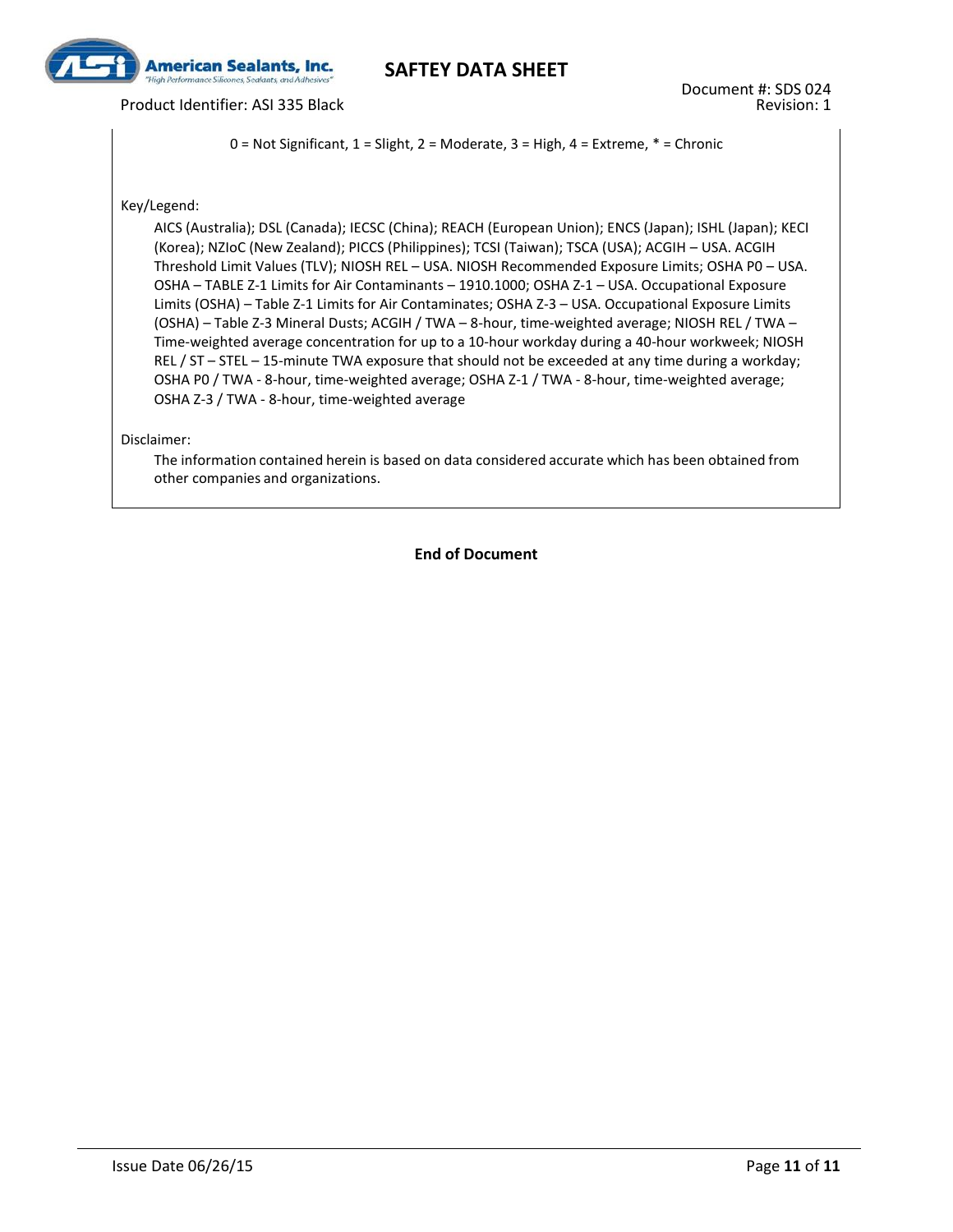0 = Not Significant, 1 = Slight, 2 = Moderate, 3 = High, 4 = Extreme, * = Chronic

Key/Legend:

AICS (Australia); DSL (Canada); IECSC (China); REACH (European Union); ENCS (Japan); ISHL (Japan); KECI (Korea); NZIoC (New Zealand); PICCS (Philippines); TCSI (Taiwan); TSCA (USA); ACGIH – USA. ACGIH Threshold Limit Values (TLV); NIOSH REL – USA. NIOSH Recommended Exposure Limits; OSHA P0 – USA. OSHA – TABLE Z-1 Limits for Air Contaminants – 1910.1000; OSHA Z-1 – USA. Occupational Exposure Limits (OSHA) – Table Z-1 Limits for Air Contaminates; OSHA Z-3 – USA. Occupational Exposure Limits (OSHA) – Table Z-3 Mineral Dusts; ACGIH / TWA – 8-hour, time-weighted average; NIOSH REL / TWA – Time-weighted average concentration for up to a 10-hour workday during a 40-hour workweek; NIOSH REL / ST – STEL – 15-minute TWA exposure that should not be exceeded at any time during a workday; OSHA P0 / TWA - 8-hour, time-weighted average; OSHA Z-1 / TWA - 8-hour, time-weighted average; OSHA Z-3 / TWA - 8-hour, time-weighted average

Disclaimer:

The information contained herein is based on data considered accurate which has been obtained from other companies and organizations.

**End of Document**